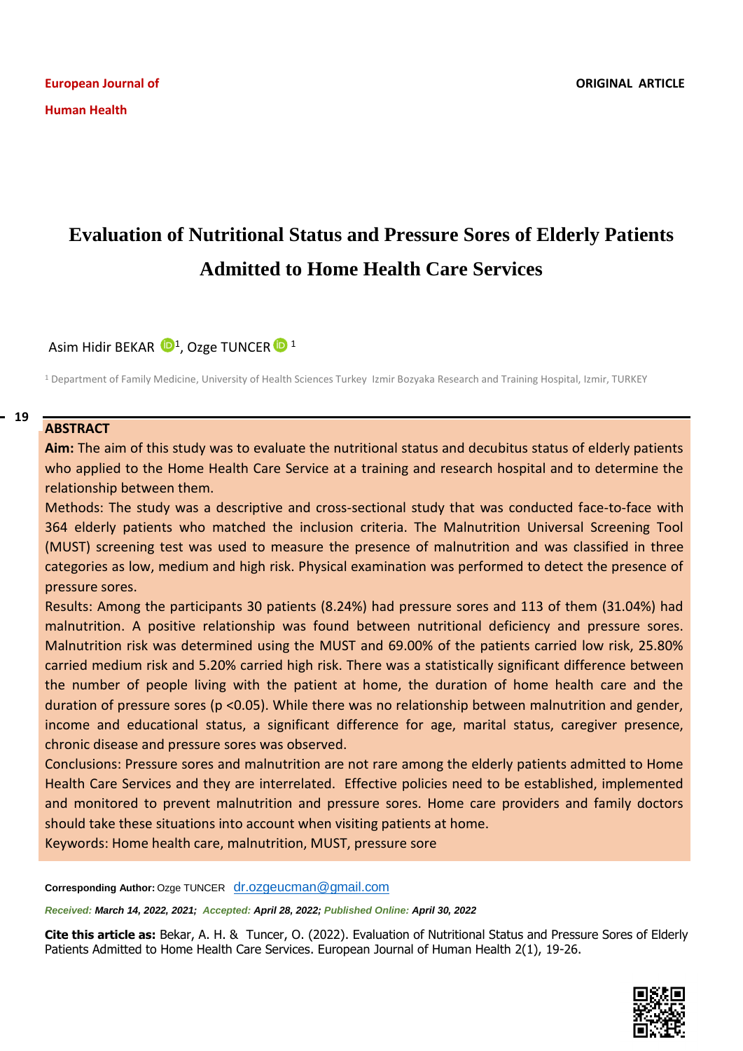European Journal of Human Health

ORIGINAL ARTICLE

# Evaluation of Nutritional Status and Pressure Sores of Elderly Patients Admitted to Home Health Care Services

Asim Hidir BEKAR [1], Ozge TUNCER [1]

[1] Department of Family Medicine, University of Health Sciences Turkey Izmir Bozyaka Research and Training Hospital, Izmir, TURKEY

## ABSTRACT

**Aim:** The aim of this study was to evaluate the nutritional status and decubitus status of elderly patients who applied to the Home Health Care Service at a training and research hospital and to determine the relationship between them.

Methods: The study was a descriptive and cross-sectional study that was conducted face-to-face with 364 elderly patients who matched the inclusion criteria. The Malnutrition Universal Screening Tool (MUST) screening test was used to measure the presence of malnutrition and was classified in three categories as low, medium and high risk. Physical examination was performed to detect the presence of pressure sores.

Results: Among the participants 30 patients (8.24%) had pressure sores and 113 of them (31.04%) had malnutrition. A positive relationship was found between nutritional deficiency and pressure sores. Malnutrition risk was determined using the MUST and 69.00% of the patients carried low risk, 25.80% carried medium risk and 5.20% carried high risk. There was a statistically significant difference between the number of people living with the patient at home, the duration of home health care and the duration of pressure sores ($p < 0.05$). While there was no relationship between malnutrition and gender, income and educational status, a significant difference for age, marital status, caregiver presence, chronic disease and pressure sores was observed.

Conclusions: Pressure sores and malnutrition are not rare among the elderly patients admitted to Home Health Care Services and they are interrelated. Effective policies need to be established, implemented and monitored to prevent malnutrition and pressure sores. Home care providers and family doctors should take these situations into account when visiting patients at home.

Keywords: Home health care, malnutrition, MUST, pressure sore

**Corresponding Author:** Ozge TUNCER dr.ozgeucman@gmail.com

***Received:** March 14, 2022, 2021; **Accepted:** April 28, 2022; **Published Online:** April 30, 2022*

**Cite this article as:** Bekar, A. H. & Tuncer, O. (2022). Evaluation of Nutritional Status and Pressure Sores of Elderly Patients Admitted to Home Health Care Services. European Journal of Human Health 2(1), 19-26.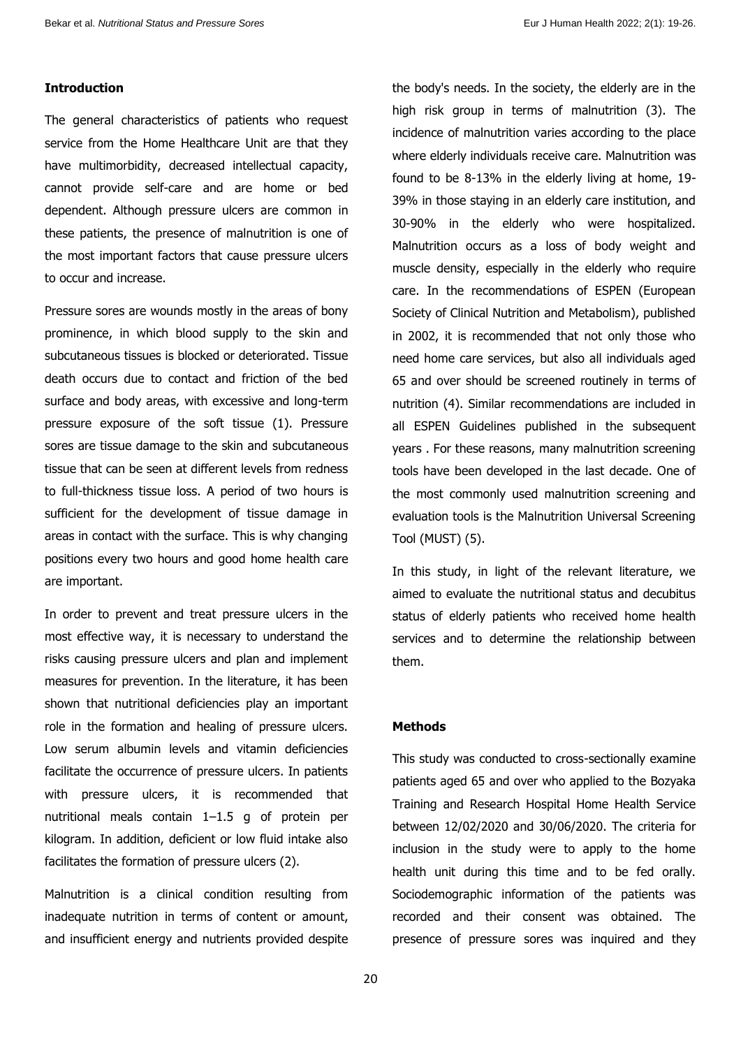## Introduction

The general characteristics of patients who request service from the Home Healthcare Unit are that they have multimorbidity, decreased intellectual capacity, cannot provide self-care and are home or bed dependent. Although pressure ulcers are common in these patients, the presence of malnutrition is one of the most important factors that cause pressure ulcers to occur and increase.

Pressure sores are wounds mostly in the areas of bony prominence, in which blood supply to the skin and subcutaneous tissues is blocked or deteriorated. Tissue death occurs due to contact and friction of the bed surface and body areas, with excessive and long-term pressure exposure of the soft tissue (1). Pressure sores are tissue damage to the skin and subcutaneous tissue that can be seen at different levels from redness to full-thickness tissue loss. A period of two hours is sufficient for the development of tissue damage in areas in contact with the surface. This is why changing positions every two hours and good home health care are important.

In order to prevent and treat pressure ulcers in the most effective way, it is necessary to understand the risks causing pressure ulcers and plan and implement measures for prevention. In the literature, it has been shown that nutritional deficiencies play an important role in the formation and healing of pressure ulcers. Low serum albumin levels and vitamin deficiencies facilitate the occurrence of pressure ulcers. In patients with pressure ulcers, it is recommended that nutritional meals contain 1–1.5 g of protein per kilogram. In addition, deficient or low fluid intake also facilitates the formation of pressure ulcers (2).

Malnutrition is a clinical condition resulting from inadequate nutrition in terms of content or amount, and insufficient energy and nutrients provided despite the body's needs. In the society, the elderly are in the high risk group in terms of malnutrition (3). The incidence of malnutrition varies according to the place where elderly individuals receive care. Malnutrition was found to be 8-13% in the elderly living at home, 19-39% in those staying in an elderly care institution, and 30-90% in the elderly who were hospitalized. Malnutrition occurs as a loss of body weight and muscle density, especially in the elderly who require care. In the recommendations of ESPEN (European Society of Clinical Nutrition and Metabolism), published in 2002, it is recommended that not only those who need home care services, but also all individuals aged 65 and over should be screened routinely in terms of nutrition (4). Similar recommendations are included in all ESPEN Guidelines published in the subsequent years . For these reasons, many malnutrition screening tools have been developed in the last decade. One of the most commonly used malnutrition screening and evaluation tools is the Malnutrition Universal Screening Tool (MUST) (5).

In this study, in light of the relevant literature, we aimed to evaluate the nutritional status and decubitus status of elderly patients who received home health services and to determine the relationship between them.

## Methods

This study was conducted to cross-sectionally examine patients aged 65 and over who applied to the Bozyaka Training and Research Hospital Home Health Service between 12/02/2020 and 30/06/2020. The criteria for inclusion in the study were to apply to the home health unit during this time and to be fed orally. Sociodemographic information of the patients was recorded and their consent was obtained. The presence of pressure sores was inquired and they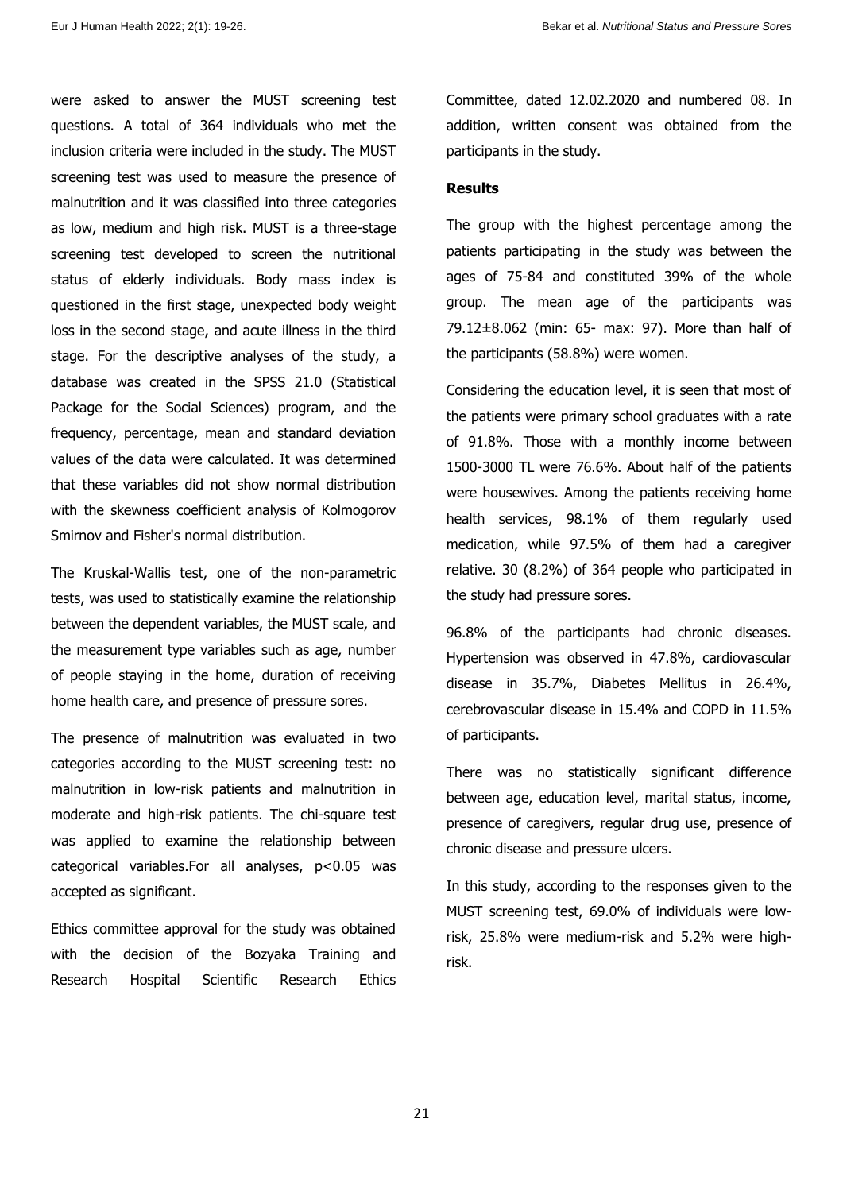were asked to answer the MUST screening test questions. A total of 364 individuals who met the inclusion criteria were included in the study. The MUST screening test was used to measure the presence of malnutrition and it was classified into three categories as low, medium and high risk. MUST is a three-stage screening test developed to screen the nutritional status of elderly individuals. Body mass index is questioned in the first stage, unexpected body weight loss in the second stage, and acute illness in the third stage. For the descriptive analyses of the study, a database was created in the SPSS 21.0 (Statistical Package for the Social Sciences) program, and the frequency, percentage, mean and standard deviation values of the data were calculated. It was determined that these variables did not show normal distribution with the skewness coefficient analysis of Kolmogorov Smirnov and Fisher's normal distribution.

The Kruskal-Wallis test, one of the non-parametric tests, was used to statistically examine the relationship between the dependent variables, the MUST scale, and the measurement type variables such as age, number of people staying in the home, duration of receiving home health care, and presence of pressure sores.

The presence of malnutrition was evaluated in two categories according to the MUST screening test: no malnutrition in low-risk patients and malnutrition in moderate and high-risk patients. The chi-square test was applied to examine the relationship between categorical variables.For all analyses, $p<0.05$ was accepted as significant.

Ethics committee approval for the study was obtained with the decision of the Bozyaka Training and Research Hospital Scientific Research Ethics Committee, dated 12.02.2020 and numbered 08. In addition, written consent was obtained from the participants in the study.

**Results**

The group with the highest percentage among the patients participating in the study was between the ages of 75-84 and constituted 39% of the whole group. The mean age of the participants was 79.12±8.062 (min: 65- max: 97). More than half of the participants (58.8%) were women.

Considering the education level, it is seen that most of the patients were primary school graduates with a rate of 91.8%. Those with a monthly income between 1500-3000 TL were 76.6%. About half of the patients were housewives. Among the patients receiving home health services, 98.1% of them regularly used medication, while 97.5% of them had a caregiver relative. 30 (8.2%) of 364 people who participated in the study had pressure sores.

96.8% of the participants had chronic diseases. Hypertension was observed in 47.8%, cardiovascular disease in 35.7%, Diabetes Mellitus in 26.4%, cerebrovascular disease in 15.4% and COPD in 11.5% of participants.

There was no statistically significant difference between age, education level, marital status, income, presence of caregivers, regular drug use, presence of chronic disease and pressure ulcers.

In this study, according to the responses given to the MUST screening test, 69.0% of individuals were low-risk, 25.8% were medium-risk and 5.2% were high-risk.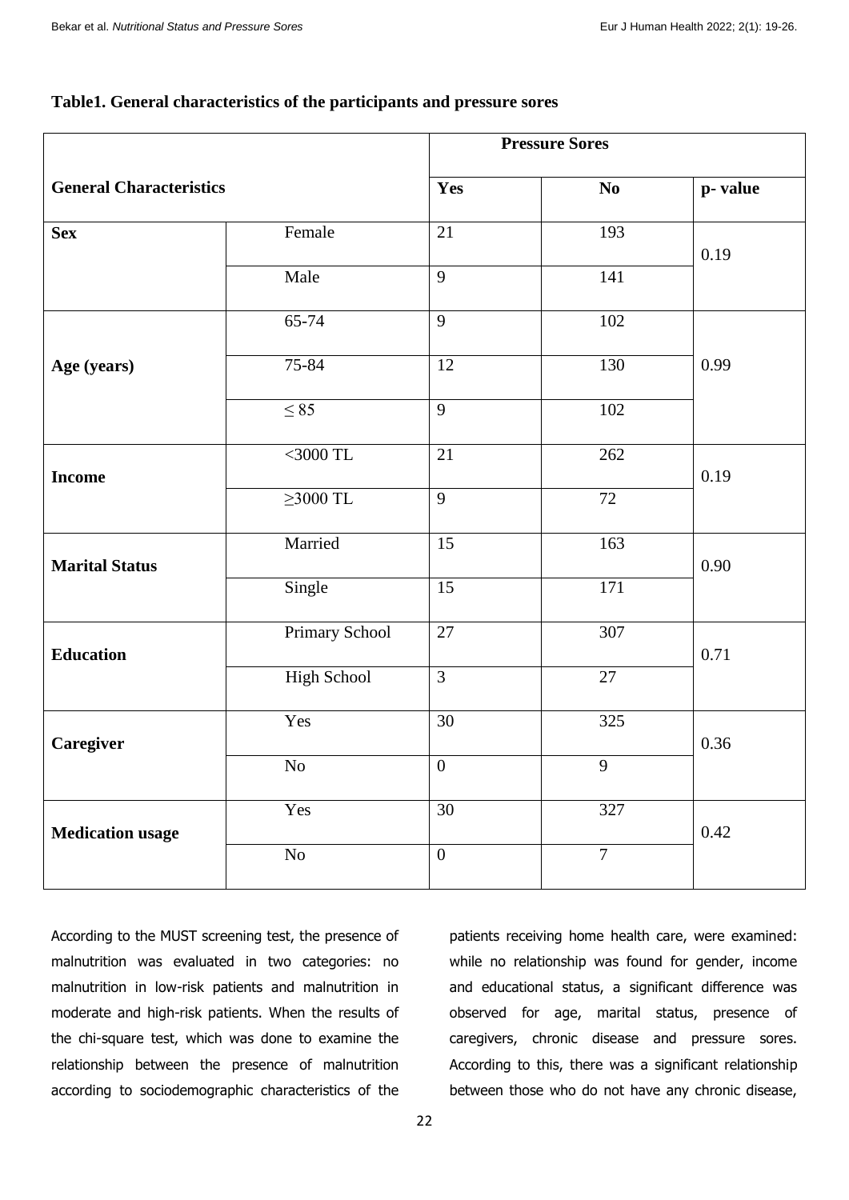**Table1. General characteristics of the participants and pressure sores**

| General Characteristics | | Pressure Sores | | |
|---|---|---|---|---|
| | | Yes | No | p- value |
| **Sex** | Female | 21 | 193 | 0.19 |
| | Male | 9 | 141 | |
| **Age (years)** | 65-74 | 9 | 102 | 0.99 |
| | 75-84 | 12 | 130 | |
| | ≤ 85 | 9 | 102 | |
| **Income** | <3000 TL | 21 | 262 | 0.19 |
| | ≥3000 TL | 9 | 72 | |
| **Marital Status** | Married | 15 | 163 | 0.90 |
| | Single | 15 | 171 | |
| **Education** | Primary School | 27 | 307 | 0.71 |
| | High School | 3 | 27 | |
| **Caregiver** | Yes | 30 | 325 | 0.36 |
| | No | 0 | 9 | |
| **Medication usage** | Yes | 30 | 327 | 0.42 |
| | No | 0 | 7 | |

According to the MUST screening test, the presence of malnutrition was evaluated in two categories: no malnutrition in low-risk patients and malnutrition in moderate and high-risk patients. When the results of the chi-square test, which was done to examine the relationship between the presence of malnutrition according to sociodemographic characteristics of the patients receiving home health care, were examined: while no relationship was found for gender, income and educational status, a significant difference was observed for age, marital status, presence of caregivers, chronic disease and pressure sores. According to this, there was a significant relationship between those who do not have any chronic disease,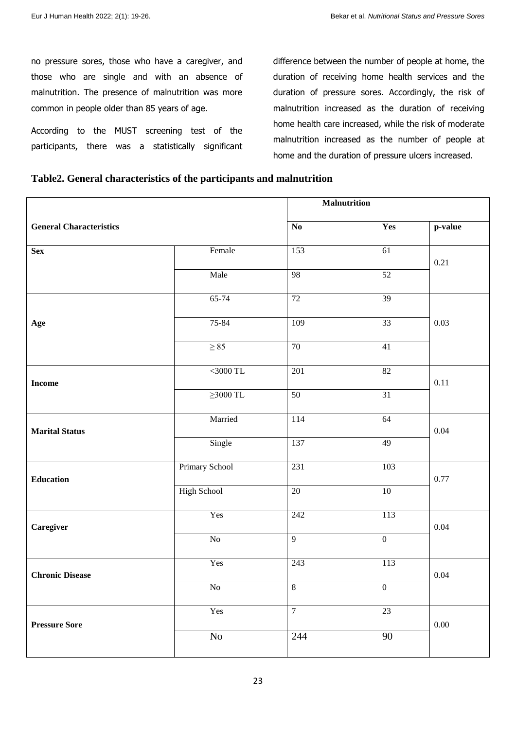no pressure sores, those who have a caregiver, and those who are single and with an absence of malnutrition. The presence of malnutrition was more common in people older than 85 years of age.

According to the MUST screening test of the participants, there was a statistically significant difference between the number of people at home, the duration of receiving home health services and the duration of pressure sores. Accordingly, the risk of malnutrition increased as the duration of receiving home health care increased, while the risk of moderate malnutrition increased as the number of people at home and the duration of pressure ulcers increased.

**Table2. General characteristics of the participants and malnutrition**

| General Characteristics | | Malnutrition | | |
|---|---|---|---|---|
| | | No | Yes | p-value |
| **Sex** | Female | 153 | 61 | 0.21 |
| | Male | 98 | 52 | |
| **Age** | 65-74 | 72 | 39 | 0.03 |
| | 75-84 | 109 | 33 | |
| | ≥ 85 | 70 | 41 | |
| **Income** | <3000 TL | 201 | 82 | 0.11 |
| | ≥3000 TL | 50 | 31 | |
| **Marital Status** | Married | 114 | 64 | 0.04 |
| | Single | 137 | 49 | |
| **Education** | Primary School | 231 | 103 | 0.77 |
| | High School | 20 | 10 | |
| **Caregiver** | Yes | 242 | 113 | 0.04 |
| | No | 9 | 0 | |
| **Chronic Disease** | Yes | 243 | 113 | 0.04 |
| | No | 8 | 0 | |
| **Pressure Sore** | Yes | 7 | 23 | 0.00 |
| | No | 244 | 90 | |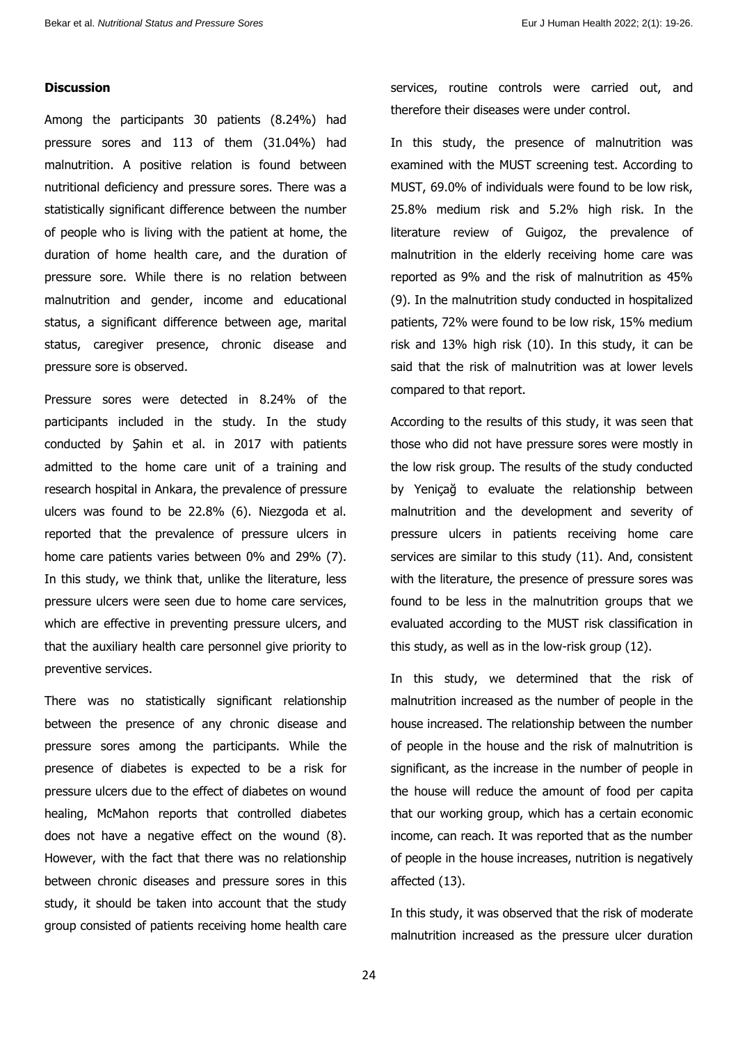## Discussion

Among the participants 30 patients (8.24%) had pressure sores and 113 of them (31.04%) had malnutrition. A positive relation is found between nutritional deficiency and pressure sores. There was a statistically significant difference between the number of people who is living with the patient at home, the duration of home health care, and the duration of pressure sore. While there is no relation between malnutrition and gender, income and educational status, a significant difference between age, marital status, caregiver presence, chronic disease and pressure sore is observed.

Pressure sores were detected in 8.24% of the participants included in the study. In the study conducted by Şahin et al. in 2017 with patients admitted to the home care unit of a training and research hospital in Ankara, the prevalence of pressure ulcers was found to be 22.8% (6). Niezgoda et al. reported that the prevalence of pressure ulcers in home care patients varies between 0% and 29% (7). In this study, we think that, unlike the literature, less pressure ulcers were seen due to home care services, which are effective in preventing pressure ulcers, and that the auxiliary health care personnel give priority to preventive services.

There was no statistically significant relationship between the presence of any chronic disease and pressure sores among the participants. While the presence of diabetes is expected to be a risk for pressure ulcers due to the effect of diabetes on wound healing, McMahon reports that controlled diabetes does not have a negative effect on the wound (8). However, with the fact that there was no relationship between chronic diseases and pressure sores in this study, it should be taken into account that the study group consisted of patients receiving home health care services, routine controls were carried out, and therefore their diseases were under control.

In this study, the presence of malnutrition was examined with the MUST screening test. According to MUST, 69.0% of individuals were found to be low risk, 25.8% medium risk and 5.2% high risk. In the literature review of Guigoz, the prevalence of malnutrition in the elderly receiving home care was reported as 9% and the risk of malnutrition as 45% (9). In the malnutrition study conducted in hospitalized patients, 72% were found to be low risk, 15% medium risk and 13% high risk (10). In this study, it can be said that the risk of malnutrition was at lower levels compared to that report.

According to the results of this study, it was seen that those who did not have pressure sores were mostly in the low risk group. The results of the study conducted by Yeniçağ to evaluate the relationship between malnutrition and the development and severity of pressure ulcers in patients receiving home care services are similar to this study (11). And, consistent with the literature, the presence of pressure sores was found to be less in the malnutrition groups that we evaluated according to the MUST risk classification in this study, as well as in the low-risk group (12).

In this study, we determined that the risk of malnutrition increased as the number of people in the house increased. The relationship between the number of people in the house and the risk of malnutrition is significant, as the increase in the number of people in the house will reduce the amount of food per capita that our working group, which has a certain economic income, can reach. It was reported that as the number of people in the house increases, nutrition is negatively affected (13).

In this study, it was observed that the risk of moderate malnutrition increased as the pressure ulcer duration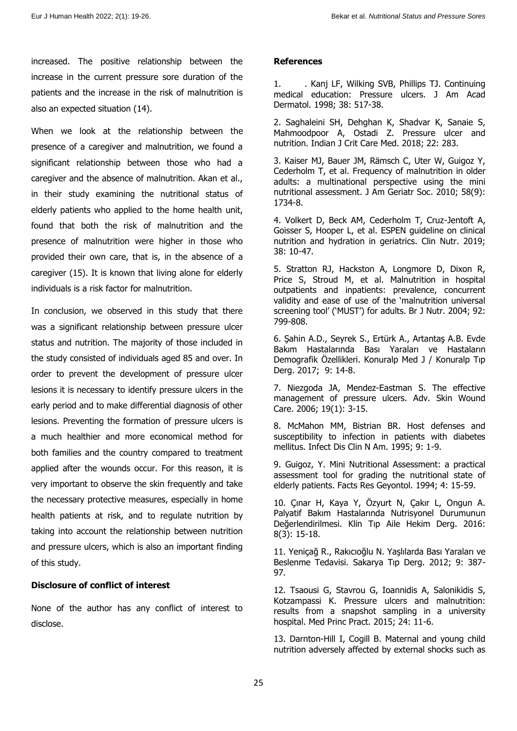increased. The positive relationship between the increase in the current pressure sore duration of the patients and the increase in the risk of malnutrition is also an expected situation (14).

When we look at the relationship between the presence of a caregiver and malnutrition, we found a significant relationship between those who had a caregiver and the absence of malnutrition. Akan et al., in their study examining the nutritional status of elderly patients who applied to the home health unit, found that both the risk of malnutrition and the presence of malnutrition were higher in those who provided their own care, that is, in the absence of a caregiver (15). It is known that living alone for elderly individuals is a risk factor for malnutrition.

In conclusion, we observed in this study that there was a significant relationship between pressure ulcer status and nutrition. The majority of those included in the study consisted of individuals aged 85 and over. In order to prevent the development of pressure ulcer lesions it is necessary to identify pressure ulcers in the early period and to make differential diagnosis of other lesions. Preventing the formation of pressure ulcers is a much healthier and more economical method for both families and the country compared to treatment applied after the wounds occur. For this reason, it is very important to observe the skin frequently and take the necessary protective measures, especially in home health patients at risk, and to regulate nutrition by taking into account the relationship between nutrition and pressure ulcers, which is also an important finding of this study.

**Disclosure of conflict of interest**

None of the author has any conflict of interest to disclose.

**References**

1. . Kanj LF, Wilking SVB, Phillips TJ. Continuing medical education: Pressure ulcers. J Am Acad Dermatol. 1998; 38: 517-38.

2. Saghaleini SH, Dehghan K, Shadvar K, Sanaie S, Mahmoodpoor A, Ostadi Z. Pressure ulcer and nutrition. Indian J Crit Care Med. 2018; 22: 283.

3. Kaiser MJ, Bauer JM, Rämsch C, Uter W, Guigoz Y, Cederholm T, et al. Frequency of malnutrition in older adults: a multinational perspective using the mini nutritional assessment. J Am Geriatr Soc. 2010; 58(9): 1734-8.

4. Volkert D, Beck AM, Cederholm T, Cruz-Jentoft A, Goisser S, Hooper L, et al. ESPEN guideline on clinical nutrition and hydration in geriatrics. Clin Nutr. 2019; 38: 10-47.

5. Stratton RJ, Hackston A, Longmore D, Dixon R, Price S, Stroud M, et al. Malnutrition in hospital outpatients and inpatients: prevalence, concurrent validity and ease of use of the 'malnutrition universal screening tool' ('MUST') for adults. Br J Nutr. 2004; 92: 799-808.

6. Şahin A.D., Seyrek S., Ertürk A., Artantaş A.B. Evde Bakım Hastalarında Bası Yaraları ve Hastaların Demografik Özellikleri. Konuralp Med J / Konuralp Tıp Derg. 2017; 9: 14-8.

7. Niezgoda JA, Mendez-Eastman S. The effective management of pressure ulcers. Adv. Skin Wound Care. 2006; 19(1): 3-15.

8. McMahon MM, Bistrian BR. Host defenses and susceptibility to infection in patients with diabetes mellitus. Infect Dis Clin N Am. 1995; 9: 1-9.

9. Guigoz, Y. Mini Nutritional Assessment: a practical assessment tool for grading the nutritional state of elderly patients. Facts Res Geyontol. 1994; 4: 15-59.

10. Çınar H, Kaya Y, Özyurt N, Çakır L, Ongun A. Palyatif Bakım Hastalarında Nutrisyonel Durumunun Değerlendirilmesi. Klin Tıp Aile Hekim Derg. 2016: 8(3): 15-18.

11. Yeniçağ R., Rakıcıoğlu N. Yaşlılarda Bası Yaraları ve Beslenme Tedavisi. Sakarya Tıp Derg. 2012; 9: 387-97.

12. Tsaousi G, Stavrou G, Ioannidis A, Salonikidis S, Kotzampassi K. Pressure ulcers and malnutrition: results from a snapshot sampling in a university hospital. Med Princ Pract. 2015; 24: 11-6.

13. Darnton-Hill I, Cogill B. Maternal and young child nutrition adversely affected by external shocks such as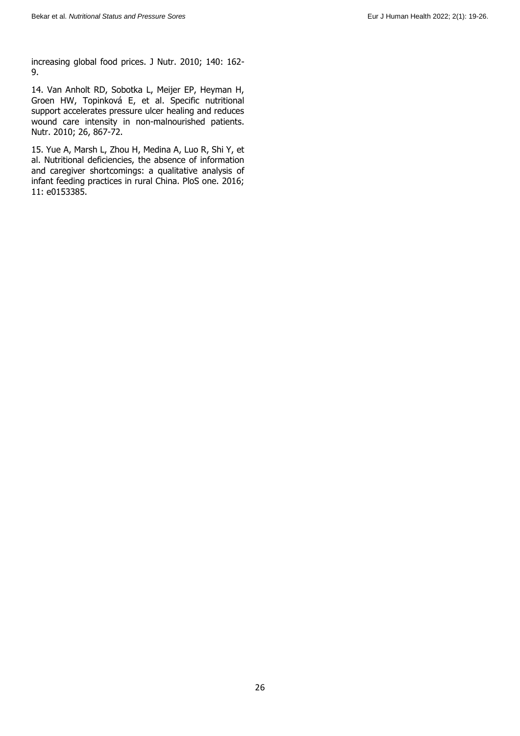increasing global food prices. J Nutr. 2010; 140: 162-9.

14. Van Anholt RD, Sobotka L, Meijer EP, Heyman H, Groen HW, Topinková E, et al. Specific nutritional support accelerates pressure ulcer healing and reduces wound care intensity in non-malnourished patients. Nutr. 2010; 26, 867-72.

15. Yue A, Marsh L, Zhou H, Medina A, Luo R, Shi Y, et al. Nutritional deficiencies, the absence of information and caregiver shortcomings: a qualitative analysis of infant feeding practices in rural China. PloS one. 2016; 11: e0153385.